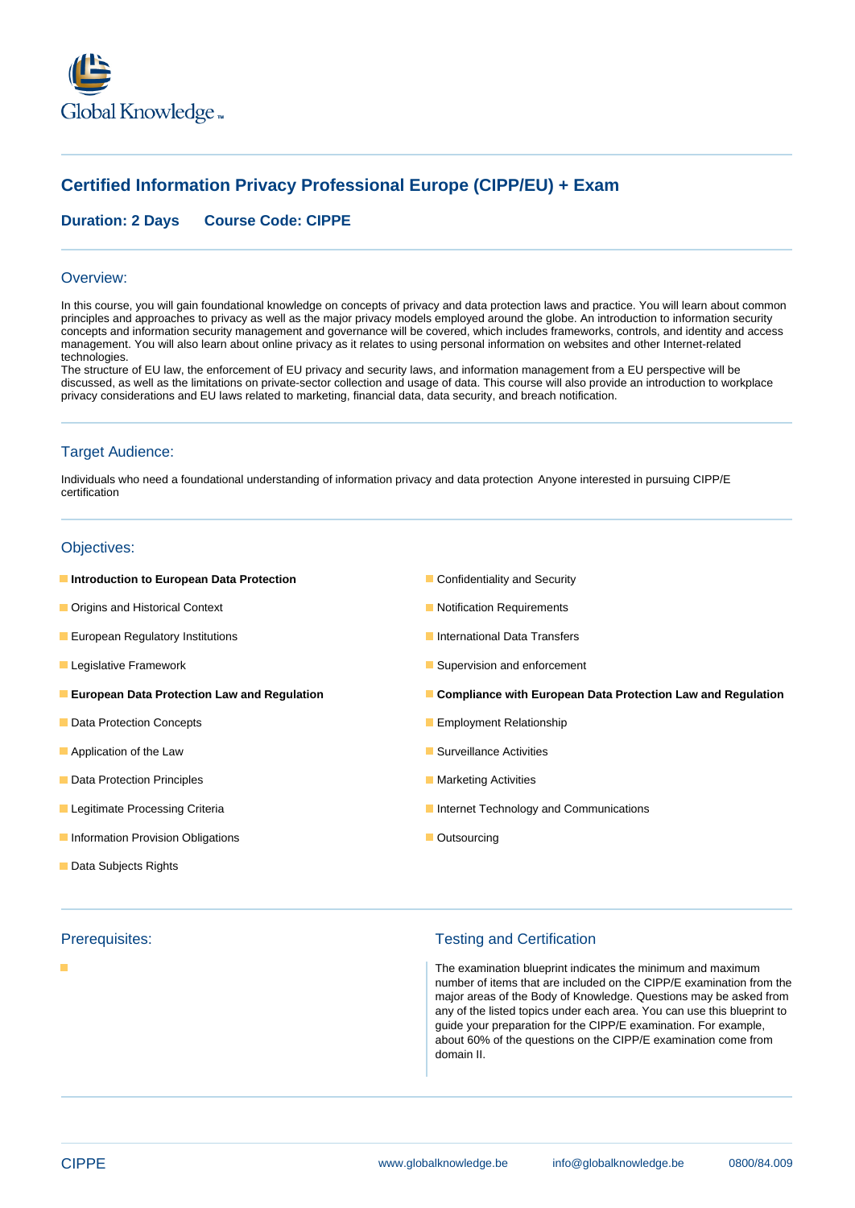# Certified Information Privacy Professional Europe (CIPP/EU) + Exam

**Duration: 2 Days  Course Code: CIPPE**

## Overview:

In this course, you will gain foundational knowledge on concepts of privacy and data protection laws and practice. You will learn about common principles and approaches to privacy as well as the major privacy models employed around the globe. An introduction to information security concepts and information security management and governance will be covered, which includes frameworks, controls, and identity and access management. You will also learn about online privacy as it relates to using personal information on websites and other Internet-related technologies.
The structure of EU law, the enforcement of EU privacy and security laws, and information management from a EU perspective will be discussed, as well as the limitations on private-sector collection and usage of data. This course will also provide an introduction to workplace privacy considerations and EU laws related to marketing, financial data, data security, and breach notification.

## Target Audience:

Individuals who need a foundational understanding of information privacy and data protection Anyone interested in pursuing CIPP/E certification

## Objectives:

- **Introduction to European Data Protection**
- Origins and Historical Context
- European Regulatory Institutions
- Legislative Framework
- **European Data Protection Law and Regulation**
- Data Protection Concepts
- Application of the Law
- Data Protection Principles
- Legitimate Processing Criteria
- Information Provision Obligations
- Data Subjects Rights
- Confidentiality and Security
- Notification Requirements
- International Data Transfers
- Supervision and enforcement
- **Compliance with European Data Protection Law and Regulation**
- Employment Relationship
- Surveillance Activities
- Marketing Activities
- Internet Technology and Communications
- Outsourcing

## Prerequisites:

-

## Testing and Certification

The examination blueprint indicates the minimum and maximum number of items that are included on the CIPP/E examination from the major areas of the Body of Knowledge. Questions may be asked from any of the listed topics under each area. You can use this blueprint to guide your preparation for the CIPP/E examination. For example, about 60% of the questions on the CIPP/E examination come from domain II.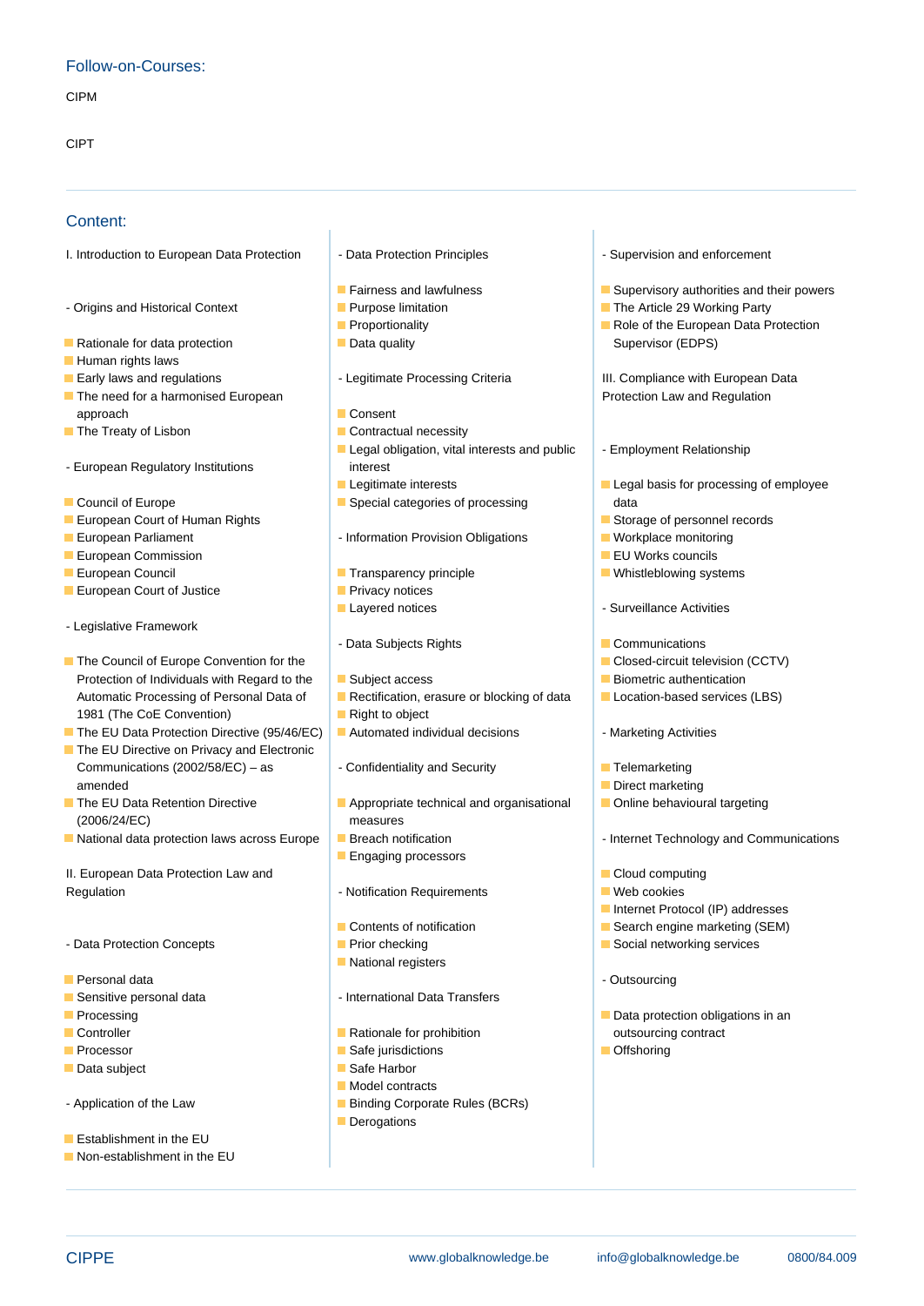## Follow-on-Courses:

CIPM

CIPT

## Content:

I. Introduction to European Data Protection

- Origins and Historical Context

  - Rationale for data protection
  - Human rights laws
  - Early laws and regulations
  - The need for a harmonised European approach
  - The Treaty of Lisbon

- European Regulatory Institutions

  - Council of Europe
  - European Court of Human Rights
  - European Parliament
  - European Commission
  - European Council
  - European Court of Justice

- Legislative Framework

  - The Council of Europe Convention for the Protection of Individuals with Regard to the Automatic Processing of Personal Data of 1981 (The CoE Convention)
  - The EU Data Protection Directive (95/46/EC)
  - The EU Directive on Privacy and Electronic Communications (2002/58/EC) – as amended
  - The EU Data Retention Directive (2006/24/EC)
  - National data protection laws across Europe

II. European Data Protection Law and Regulation

- Data Protection Concepts

  - Personal data
  - Sensitive personal data
  - Processing
  - Controller
  - Processor
  - Data subject

- Application of the Law

  - Establishment in the EU
  - Non-establishment in the EU

- Data Protection Principles

  - Fairness and lawfulness
  - Purpose limitation
  - Proportionality
  - Data quality

- Legitimate Processing Criteria

  - Consent
  - Contractual necessity
  - Legal obligation, vital interests and public interest
  - Legitimate interests
  - Special categories of processing

- Information Provision Obligations

  - Transparency principle
  - Privacy notices
  - Layered notices

- Data Subjects Rights

  - Subject access
  - Rectification, erasure or blocking of data
  - Right to object
  - Automated individual decisions

- Confidentiality and Security

  - Appropriate technical and organisational measures
  - Breach notification
  - Engaging processors

- Notification Requirements

  - Contents of notification
  - Prior checking
  - National registers

- International Data Transfers

  - Rationale for prohibition
  - Safe jurisdictions
  - Safe Harbor
  - Model contracts
  - Binding Corporate Rules (BCRs)
  - Derogations

- Supervision and enforcement

  - Supervisory authorities and their powers
  - The Article 29 Working Party
  - Role of the European Data Protection Supervisor (EDPS)

III. Compliance with European Data Protection Law and Regulation

- Employment Relationship

  - Legal basis for processing of employee data
  - Storage of personnel records
  - Workplace monitoring
  - EU Works councils
  - Whistleblowing systems

- Surveillance Activities

  - Communications
  - Closed-circuit television (CCTV)
  - Biometric authentication
  - Location-based services (LBS)

- Marketing Activities

  - Telemarketing
  - Direct marketing
  - Online behavioural targeting

- Internet Technology and Communications

  - Cloud computing
  - Web cookies
  - Internet Protocol (IP) addresses
  - Search engine marketing (SEM)
  - Social networking services

- Outsourcing

  - Data protection obligations in an outsourcing contract
  - Offshoring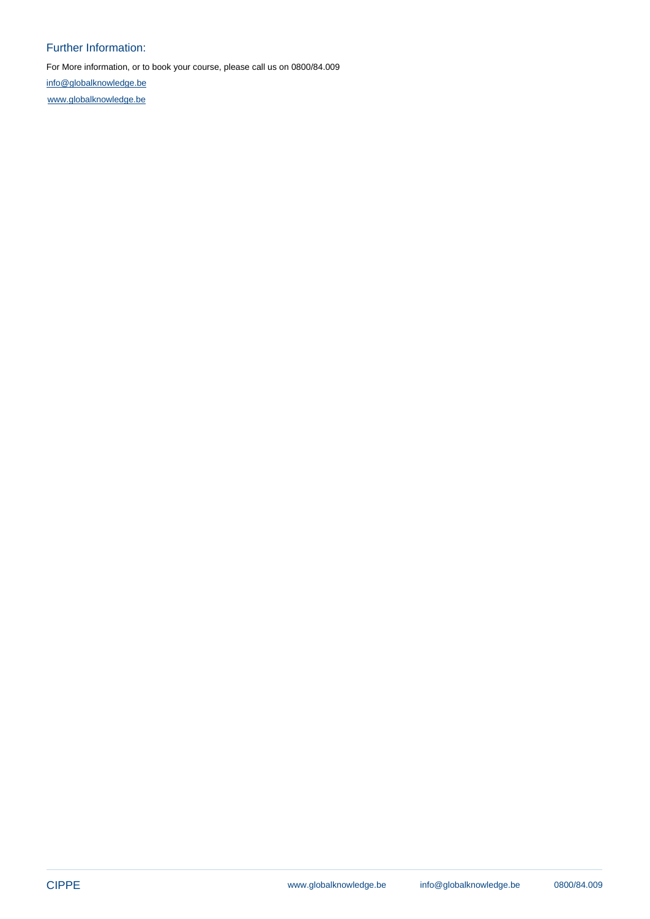## Further Information:

For More information, or to book your course, please call us on 0800/84.009

info@globalknowledge.be

www.globalknowledge.be